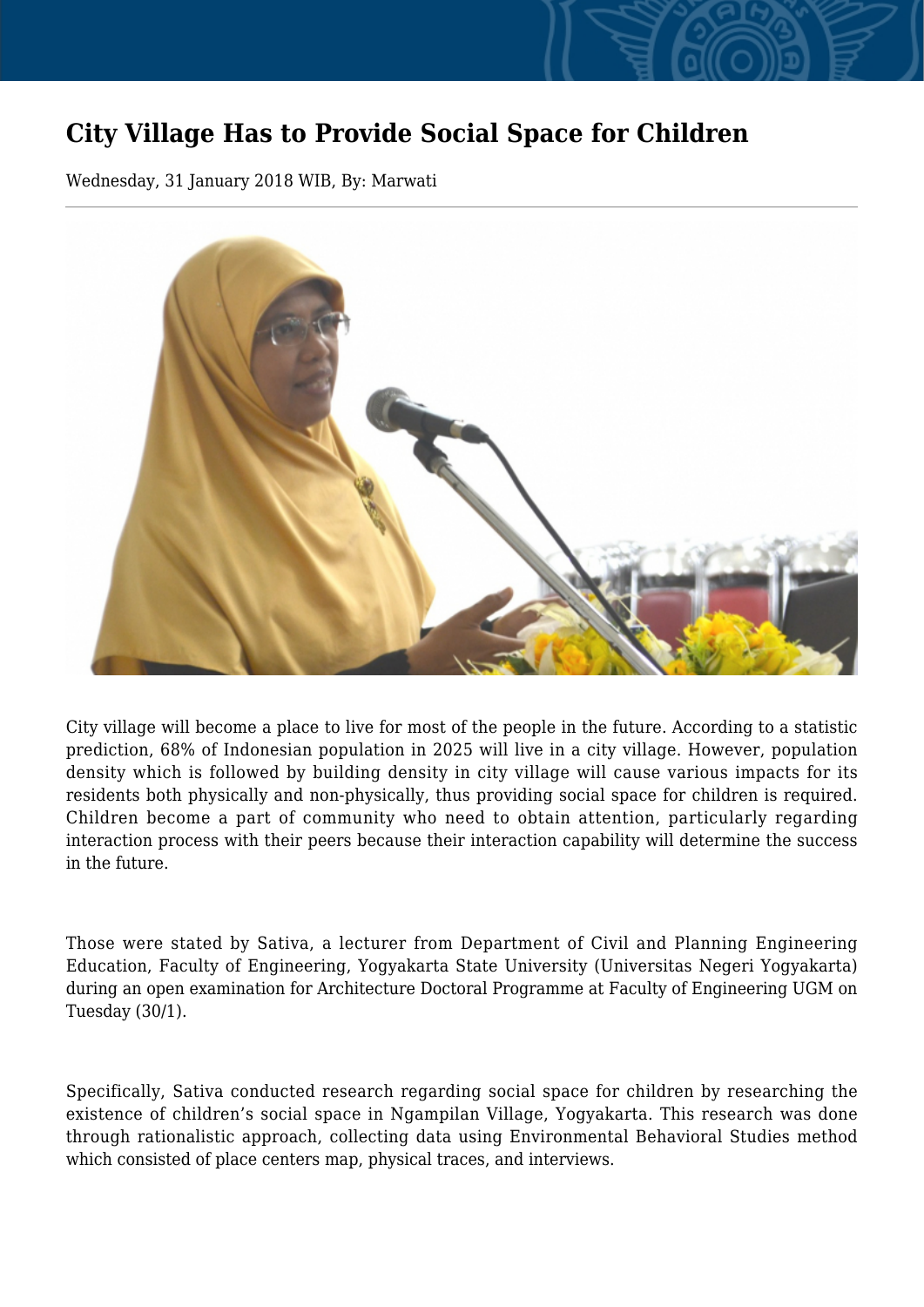# City Village Has to Provide Social Space for Children

Wednesday, 31 January 2018 WIB, By: Marwati

City village will become a place to live for most of the people in the future. According to a statistic prediction, 68% of Indonesian population in 2025 will live in a city village. However, population density which is followed by building density in city village will cause various impacts for its residents both physically and non-physically, thus providing social space for children is required. Children become a part of community who need to obtain attention, particularly regarding interaction process with their peers because their interaction capability will determine the success in the future.

Those were stated by Sativa, a lecturer from Department of Civil and Planning Engineering Education, Faculty of Engineering, Yogyakarta State University (Universitas Negeri Yogyakarta) during an open examination for Architecture Doctoral Programme at Faculty of Engineering UGM on Tuesday (30/1).

Specifically, Sativa conducted research regarding social space for children by researching the existence of children's social space in Ngampilan Village, Yogyakarta. This research was done through rationalistic approach, collecting data using Environmental Behavioral Studies method which consisted of place centers map, physical traces, and interviews.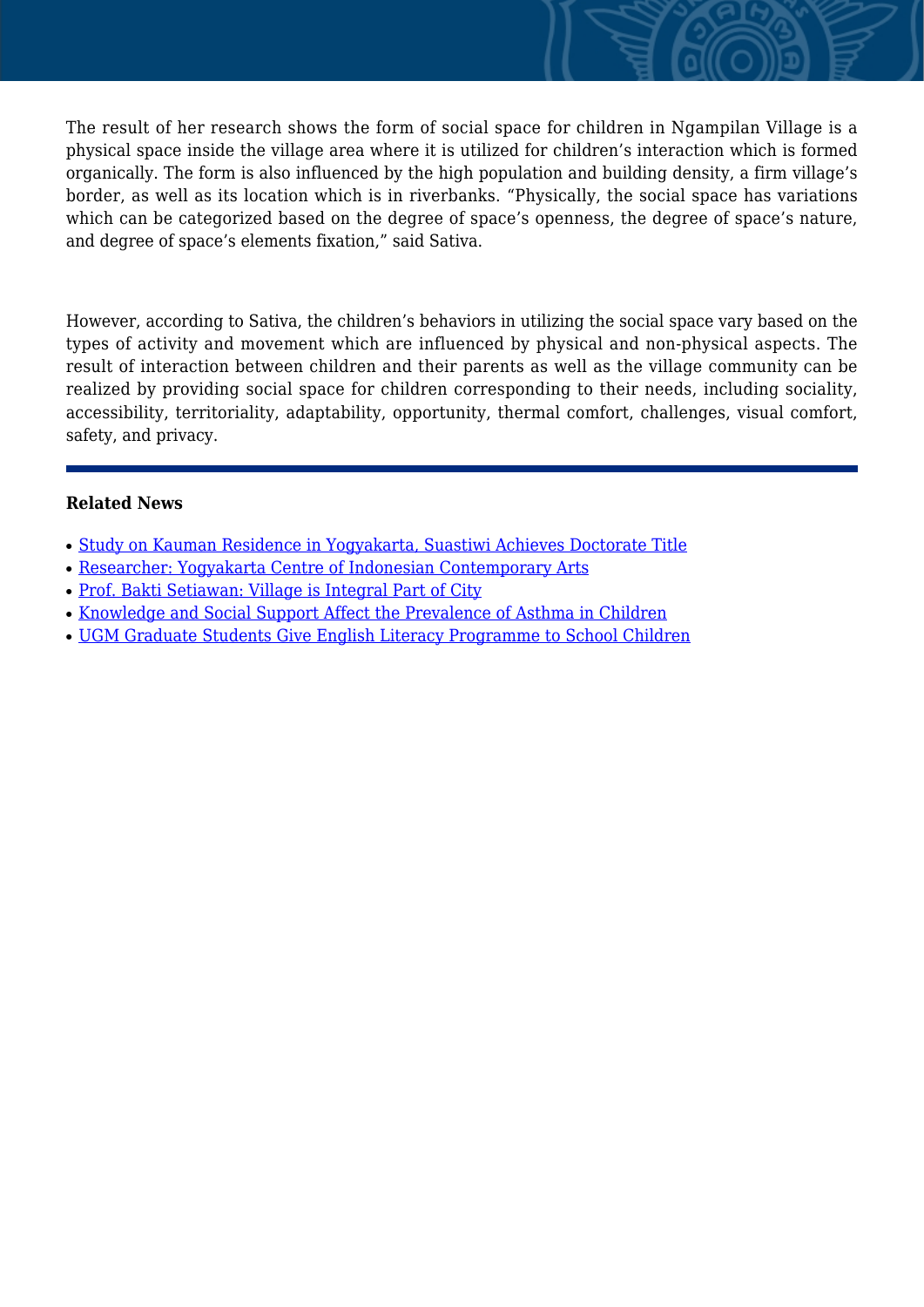The result of her research shows the form of social space for children in Ngampilan Village is a physical space inside the village area where it is utilized for children's interaction which is formed organically. The form is also influenced by the high population and building density, a firm village's border, as well as its location which is in riverbanks. "Physically, the social space has variations which can be categorized based on the degree of space's openness, the degree of space's nature, and degree of space's elements fixation," said Sativa.

However, according to Sativa, the children's behaviors in utilizing the social space vary based on the types of activity and movement which are influenced by physical and non-physical aspects. The result of interaction between children and their parents as well as the village community can be realized by providing social space for children corresponding to their needs, including sociality, accessibility, territoriality, adaptability, opportunity, thermal comfort, challenges, visual comfort, safety, and privacy.

---

**Related News**

- Study on Kauman Residence in Yogyakarta, Suastiwi Achieves Doctorate Title
- Researcher: Yogyakarta Centre of Indonesian Contemporary Arts
- Prof. Bakti Setiawan: Village is Integral Part of City
- Knowledge and Social Support Affect the Prevalence of Asthma in Children
- UGM Graduate Students Give English Literacy Programme to School Children